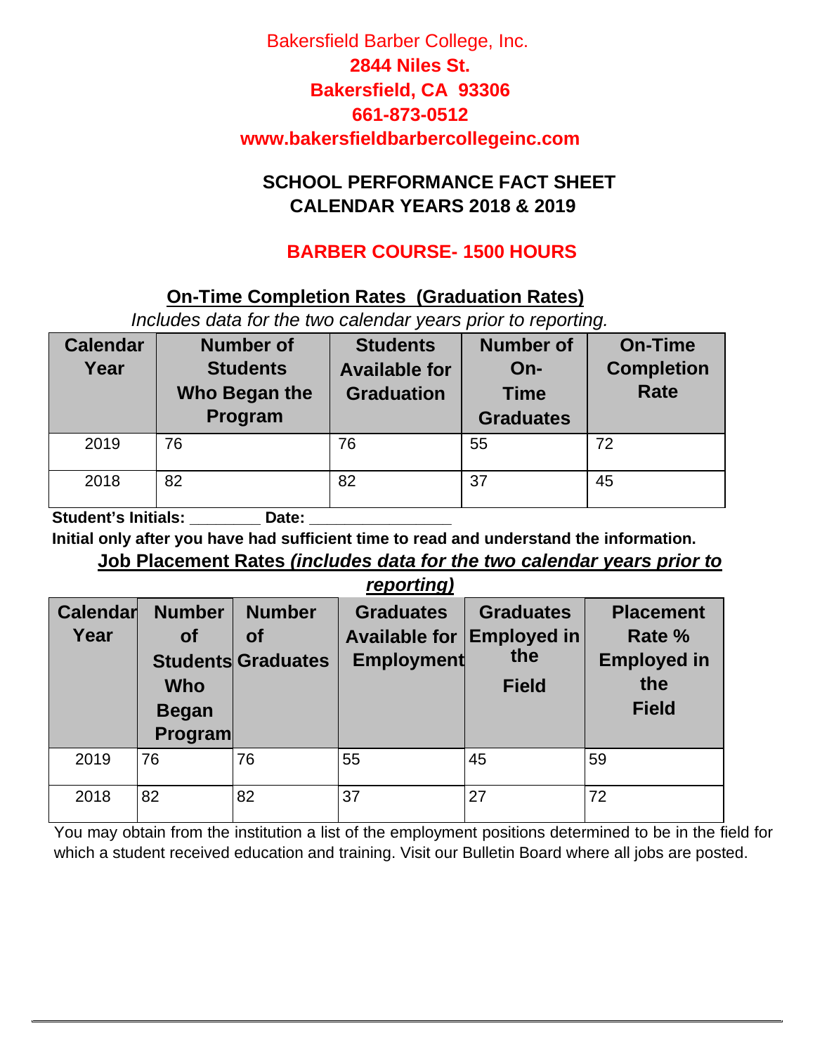Bakersfield Barber College, Inc.

**2844 Niles St.**

**Bakersfield, CA 93306**

**661-873-0512**

**www.bakersfieldbarbercollegeinc.com**

# SCHOOL PERFORMANCE FACT SHEET
# CALENDAR YEARS 2018 & 2019

## BARBER COURSE- 1500 HOURS

### On-Time Completion Rates (Graduation Rates)

*Includes data for the two calendar years prior to reporting.*

| Calendar Year | Number of Students Who Began the Program | Students Available for Graduation | Number of On-Time Graduates | On-Time Completion Rate |
|---|---|---|---|---|
| 2019 | 76 | 76 | 55 | 72 |
| 2018 | 82 | 82 | 37 | 45 |

**Student's Initials: ________ Date: ________________**

**Initial only after you have had sufficient time to read and understand the information.**

### Job Placement Rates *(includes data for the two calendar years prior to reporting)*

| Calendar Year | Number of Students Who Began Program | Number of Graduates | Graduates Available for Employment | Graduates Employed in the Field | Placement Rate % Employed in the Field |
|---|---|---|---|---|---|
| 2019 | 76 | 76 | 55 | 45 | 59 |
| 2018 | 82 | 82 | 37 | 27 | 72 |

You may obtain from the institution a list of the employment positions determined to be in the field for which a student received education and training. Visit our Bulletin Board where all jobs are posted.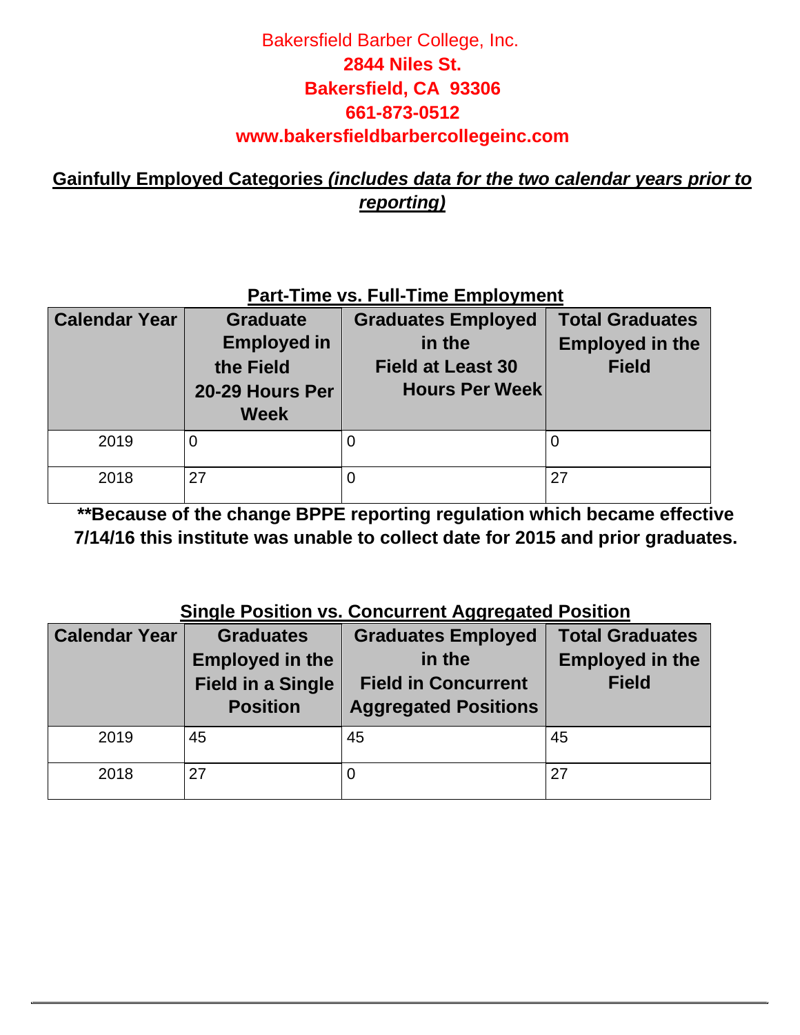Bakersfield Barber College, Inc.

**2844 Niles St.**

**Bakersfield, CA 93306**

**661-873-0512**

**www.bakersfieldbarbercollegeinc.com**

## Gainfully Employed Categories *(includes data for the two calendar years prior to reporting)*

### Part-Time vs. Full-Time Employment

| Calendar Year | Graduate Employed in the Field 20-29 Hours Per Week | Graduates Employed in the Field at Least 30 Hours Per Week | Total Graduates Employed in the Field |
|---|---|---|---|
| 2019 | 0 | 0 | 0 |
| 2018 | 27 | 0 | 27 |

****Because of the change BPPE reporting regulation which became effective 7/14/16 this institute was unable to collect date for 2015 and prior graduates.**

### Single Position vs. Concurrent Aggregated Position

| Calendar Year | Graduates Employed in the Field in a Single Position | Graduates Employed in the Field in Concurrent Aggregated Positions | Total Graduates Employed in the Field |
|---|---|---|---|
| 2019 | 45 | 45 | 45 |
| 2018 | 27 | 0 | 27 |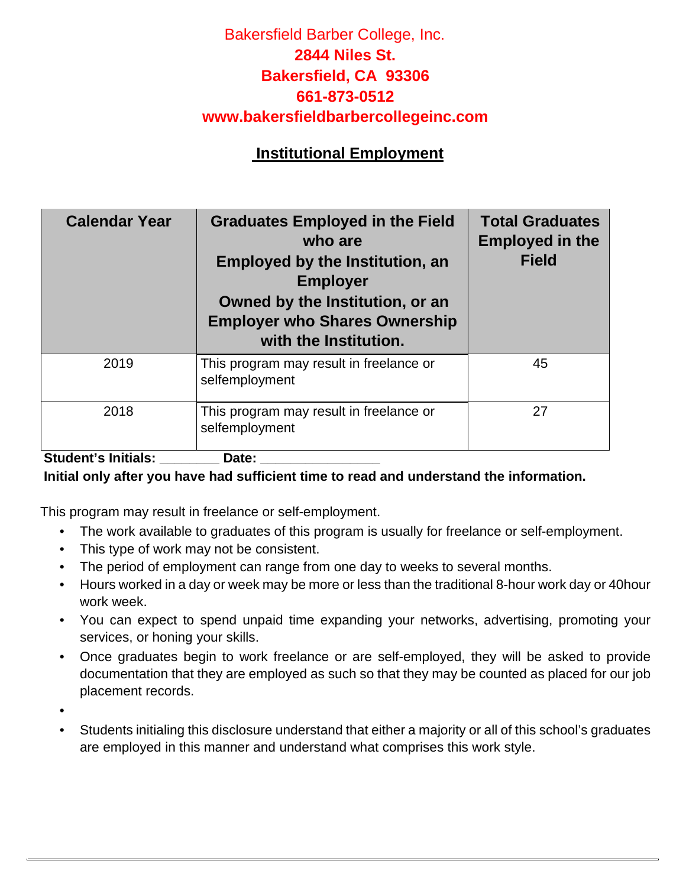Bakersfield Barber College, Inc.

**2844 Niles St.**

**Bakersfield, CA 93306**

**661-873-0512**

**www.bakersfieldbarbercollegeinc.com**

## Institutional Employment

| Calendar Year | Graduates Employed in the Field who are Employed by the Institution, an Employer Owned by the Institution, or an Employer who Shares Ownership with the Institution. | Total Graduates Employed in the Field |
|---|---|---|
| 2019 | This program may result in freelance or selfemployment | 45 |
| 2018 | This program may result in freelance or selfemployment | 27 |

**Student's Initials: ________ Date: ________________**

**Initial only after you have had sufficient time to read and understand the information.**

This program may result in freelance or self-employment.

- The work available to graduates of this program is usually for freelance or self-employment.
- This type of work may not be consistent.
- The period of employment can range from one day to weeks to several months.
- Hours worked in a day or week may be more or less than the traditional 8-hour work day or 40hour work week.
- You can expect to spend unpaid time expanding your networks, advertising, promoting your services, or honing your skills.
- Once graduates begin to work freelance or are self-employed, they will be asked to provide documentation that they are employed as such so that they may be counted as placed for our job placement records.
- 
- Students initialing this disclosure understand that either a majority or all of this school's graduates are employed in this manner and understand what comprises this work style.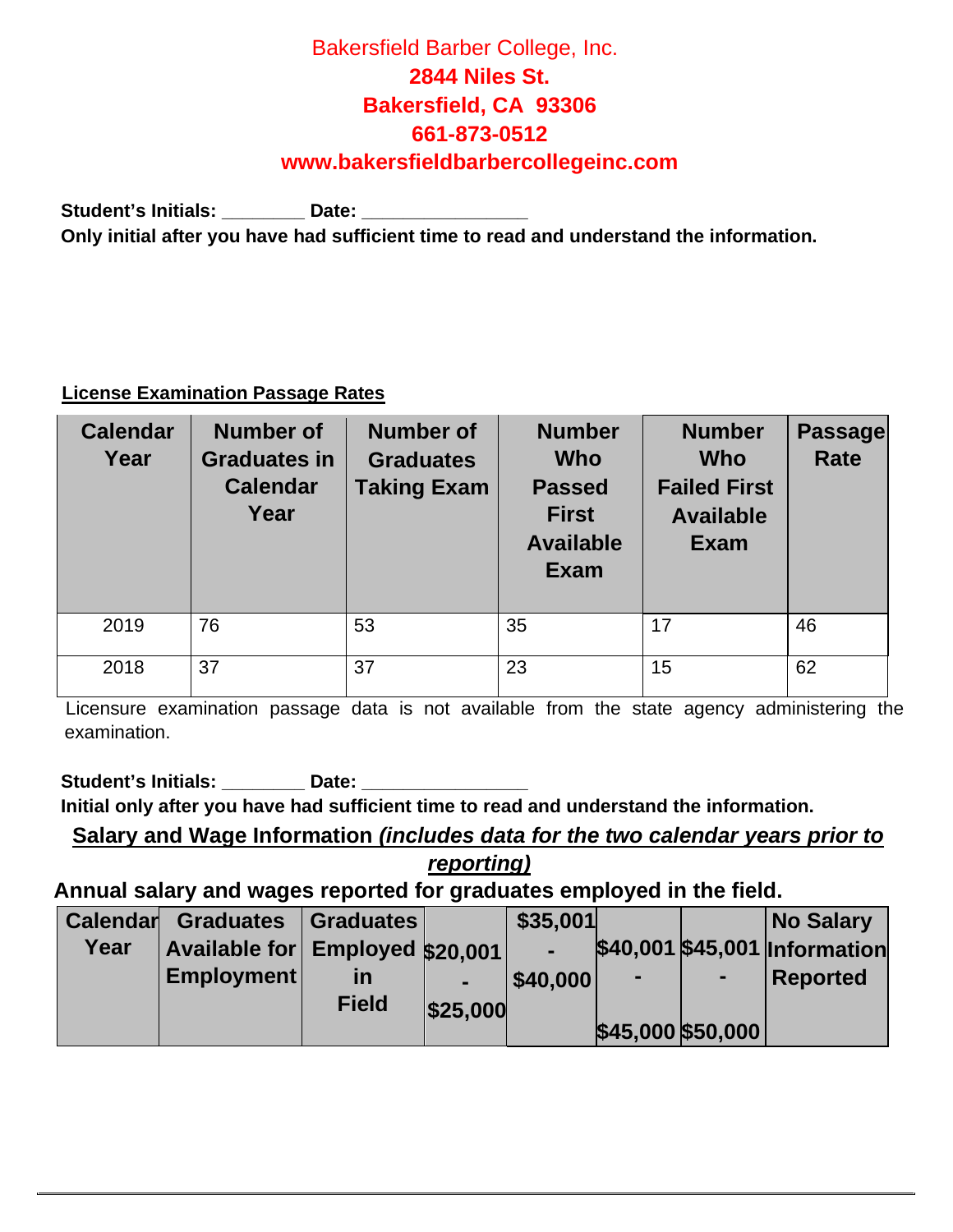Bakersfield Barber College, Inc.

**2844 Niles St.**

**Bakersfield, CA 93306**

**661-873-0512**

**www.bakersfieldbarbercollegeinc.com**

**Student's Initials: ________ Date: ________________**

**Only initial after you have had sufficient time to read and understand the information.**

**License Examination Passage Rates**

| Calendar Year | Number of Graduates in Calendar Year | Number of Graduates Taking Exam | Number Who Passed First Available Exam | Number Who Failed First Available Exam | Passage Rate |
|---|---|---|---|---|---|
| 2019 | 76 | 53 | 35 | 17 | 46 |
| 2018 | 37 | 37 | 23 | 15 | 62 |

Licensure examination passage data is not available from the state agency administering the examination.

**Student's Initials: ________ Date: ________________**

**Initial only after you have had sufficient time to read and understand the information.**

**Salary and Wage Information *(includes data for the two calendar years prior to reporting)***

**Annual salary and wages reported for graduates employed in the field.**

| Calendar Year | Graduates Available for Employment | Graduates Employed in Field | $20,001 - $25,000 | $35,001 - $40,000 | $40,001 - $45,000 | $45,001 - $50,000 | No Salary Information Reported |
|---|---|---|---|---|---|---|---|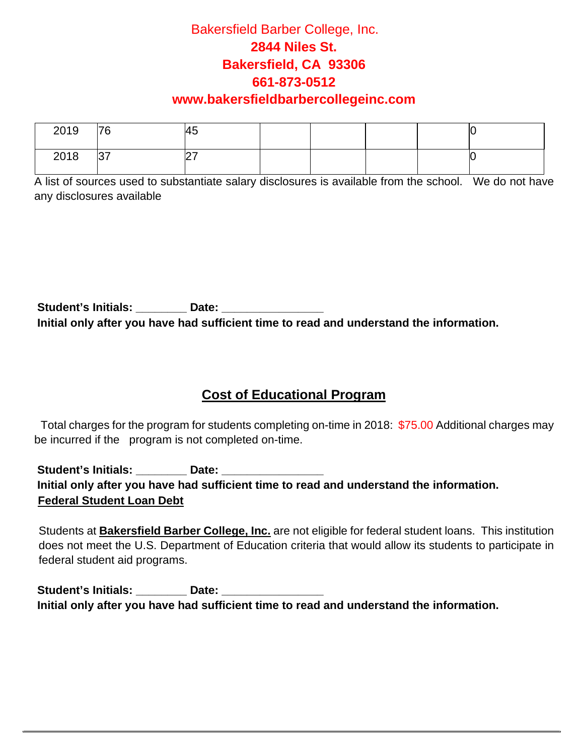Bakersfield Barber College, Inc.
**2844 Niles St.**
**Bakersfield, CA 93306**
**661-873-0512**
**www.bakersfieldbarbercollegeinc.com**

| | | | | | | | |
|---|---|---|---|---|---|---|---|
| 2019 | 76 | 45 | | | | | 0 |
| 2018 | 37 | 27 | | | | | 0 |

A list of sources used to substantiate salary disclosures is available from the school. We do not have any disclosures available

**Student's Initials: ________ Date: ________________**
**Initial only after you have had sufficient time to read and understand the information.**

## Cost of Educational Program

Total charges for the program for students completing on-time in 2018: $75.00 Additional charges may be incurred if the program is not completed on-time.

**Student's Initials: ________ Date: ________________**
**Initial only after you have had sufficient time to read and understand the information.**

**Federal Student Loan Debt**

Students at **Bakersfield Barber College, Inc.** are not eligible for federal student loans. This institution does not meet the U.S. Department of Education criteria that would allow its students to participate in federal student aid programs.

**Student's Initials: ________ Date: ________________**
**Initial only after you have had sufficient time to read and understand the information.**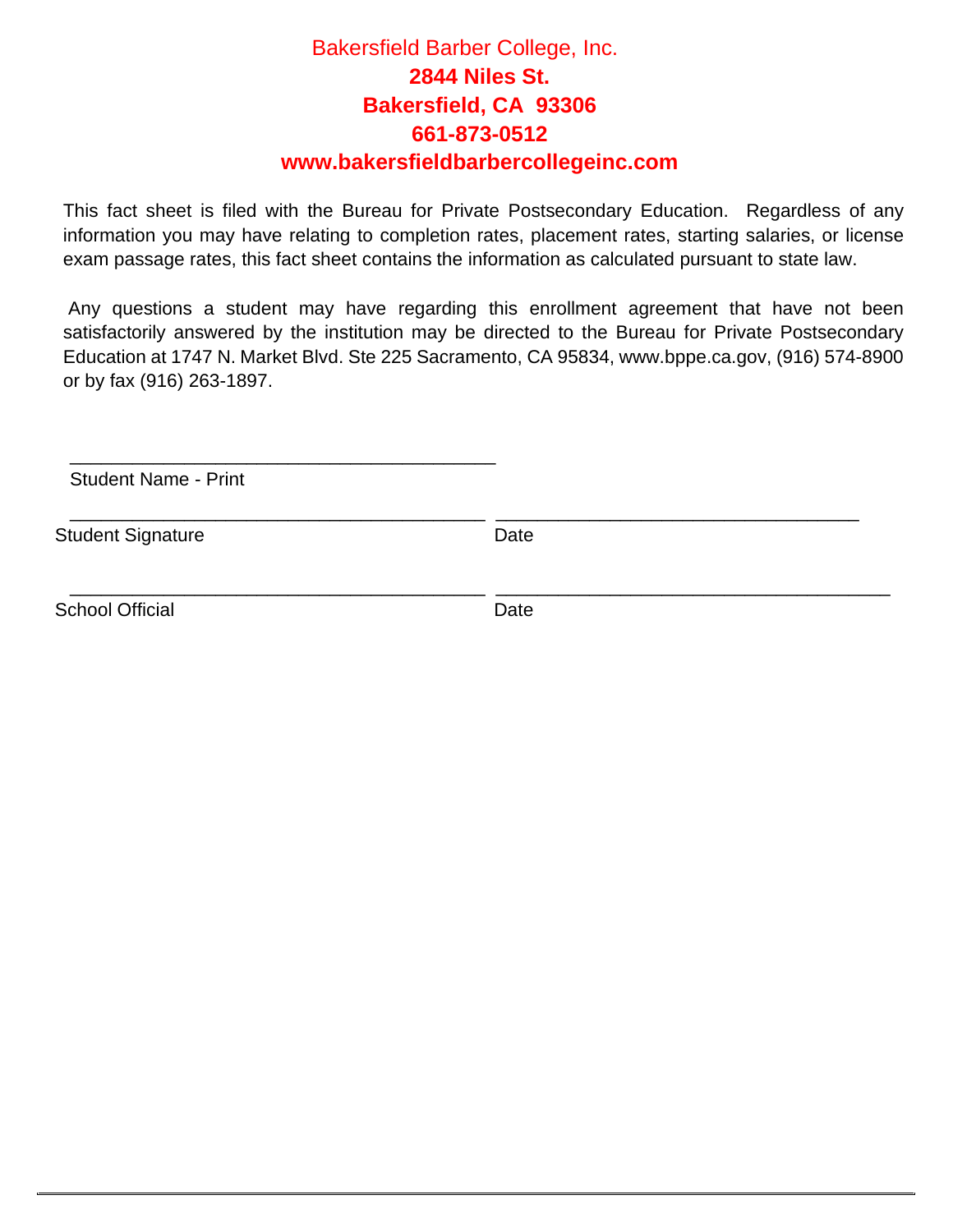Bakersfield Barber College, Inc.

**2844 Niles St.**

**Bakersfield, CA 93306**

**661-873-0512**

**www.bakersfieldbarbercollegeinc.com**

This fact sheet is filed with the Bureau for Private Postsecondary Education. Regardless of any information you may have relating to completion rates, placement rates, starting salaries, or license exam passage rates, this fact sheet contains the information as calculated pursuant to state law.

Any questions a student may have regarding this enrollment agreement that have not been satisfactorily answered by the institution may be directed to the Bureau for Private Postsecondary Education at 1747 N. Market Blvd. Ste 225 Sacramento, CA 95834, www.bppe.ca.gov, (916) 574-8900 or by fax (916) 263-1897.

\_\_\_\_\_\_\_\_\_\_\_\_\_\_\_\_\_\_\_\_\_\_\_\_\_\_\_\_\_\_\_\_\_\_\_\_\_\_\_\_\_\_
Student Name - Print

\_\_\_\_\_\_\_\_\_\_\_\_\_\_\_\_\_\_\_\_\_\_\_\_\_\_\_\_\_\_\_\_\_\_\_\_\_\_\_\_\_\_ \_\_\_\_\_\_\_\_\_\_\_\_\_\_\_\_\_\_\_\_\_\_\_\_\_\_\_\_\_\_\_\_\_\_\_\_
Student Signature Date

\_\_\_\_\_\_\_\_\_\_\_\_\_\_\_\_\_\_\_\_\_\_\_\_\_\_\_\_\_\_\_\_\_\_\_\_\_\_\_\_\_\_ \_\_\_\_\_\_\_\_\_\_\_\_\_\_\_\_\_\_\_\_\_\_\_\_\_\_\_\_\_\_\_\_\_\_\_\_
School Official Date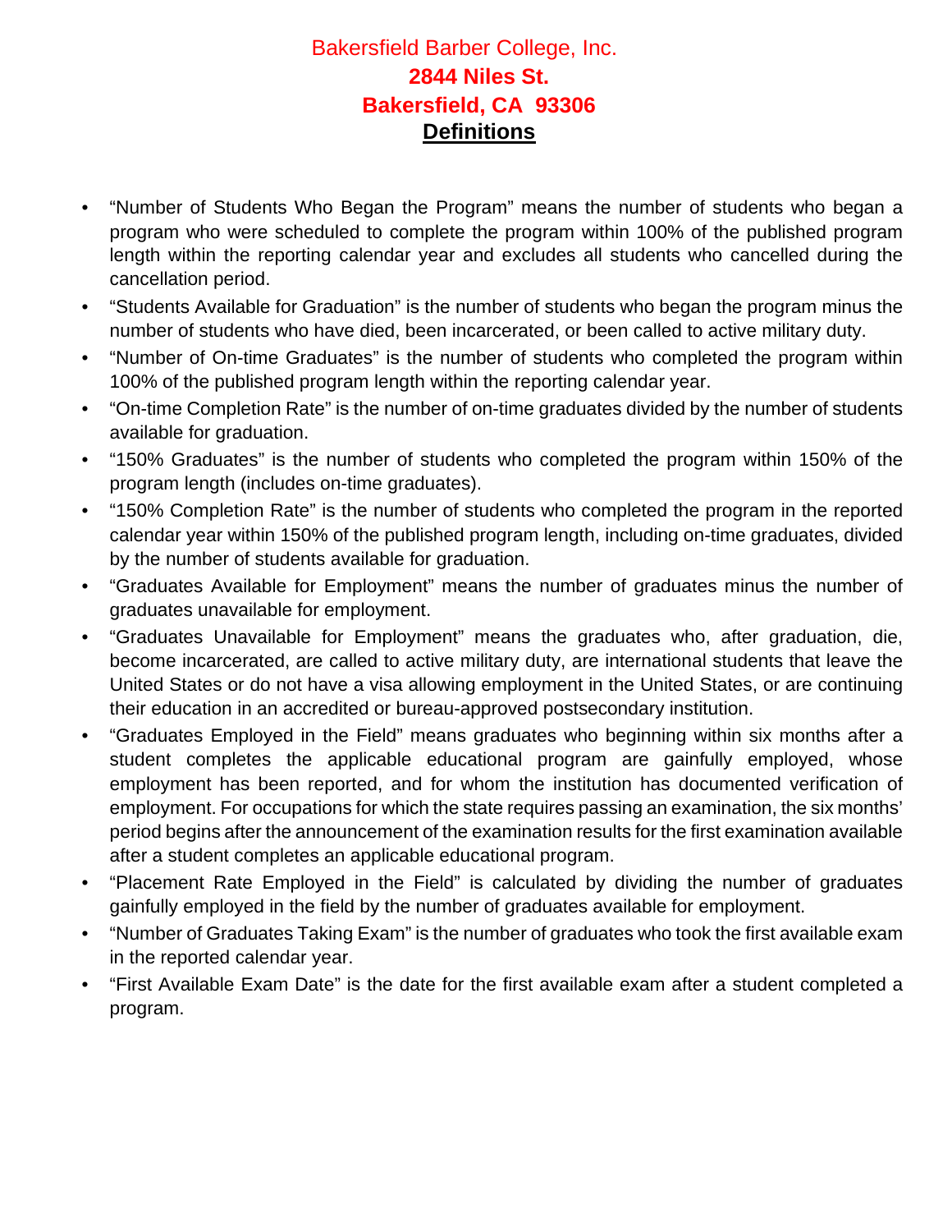Bakersfield Barber College, Inc.

**2844 Niles St.**

**Bakersfield, CA 93306**

# Definitions

- "Number of Students Who Began the Program" means the number of students who began a program who were scheduled to complete the program within 100% of the published program length within the reporting calendar year and excludes all students who cancelled during the cancellation period.
- "Students Available for Graduation" is the number of students who began the program minus the number of students who have died, been incarcerated, or been called to active military duty.
- "Number of On-time Graduates" is the number of students who completed the program within 100% of the published program length within the reporting calendar year.
- "On-time Completion Rate" is the number of on-time graduates divided by the number of students available for graduation.
- "150% Graduates" is the number of students who completed the program within 150% of the program length (includes on-time graduates).
- "150% Completion Rate" is the number of students who completed the program in the reported calendar year within 150% of the published program length, including on-time graduates, divided by the number of students available for graduation.
- "Graduates Available for Employment" means the number of graduates minus the number of graduates unavailable for employment.
- "Graduates Unavailable for Employment" means the graduates who, after graduation, die, become incarcerated, are called to active military duty, are international students that leave the United States or do not have a visa allowing employment in the United States, or are continuing their education in an accredited or bureau-approved postsecondary institution.
- "Graduates Employed in the Field" means graduates who beginning within six months after a student completes the applicable educational program are gainfully employed, whose employment has been reported, and for whom the institution has documented verification of employment. For occupations for which the state requires passing an examination, the six months' period begins after the announcement of the examination results for the first examination available after a student completes an applicable educational program.
- "Placement Rate Employed in the Field" is calculated by dividing the number of graduates gainfully employed in the field by the number of graduates available for employment.
- "Number of Graduates Taking Exam" is the number of graduates who took the first available exam in the reported calendar year.
- "First Available Exam Date" is the date for the first available exam after a student completed a program.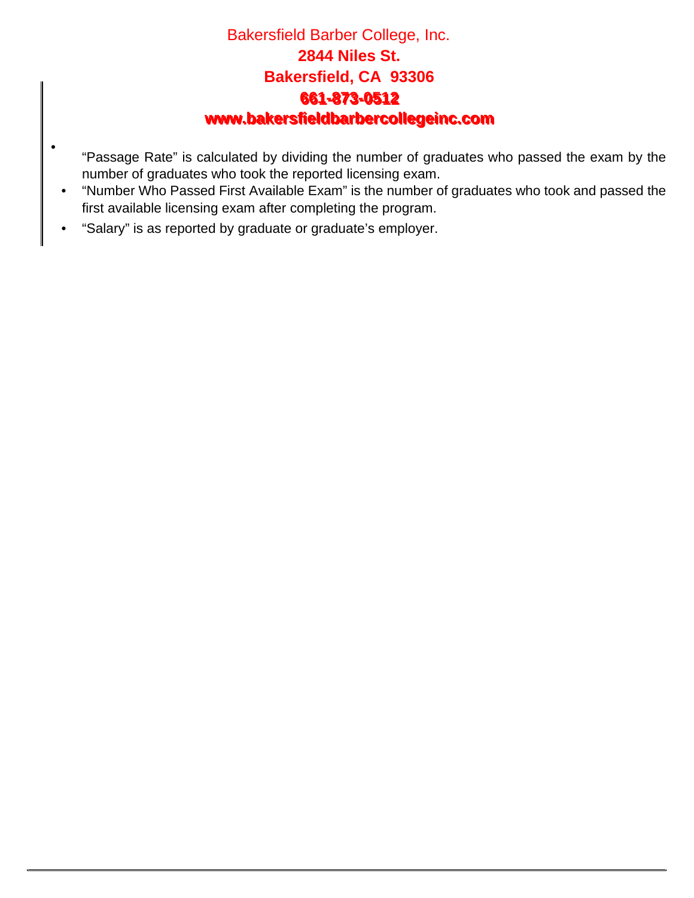Bakersfield Barber College, Inc.

**2844 Niles St.**

**Bakersfield, CA 93306**

**661-873-0512**

**www.bakersfieldbarbercollegeinc.com**

- “Passage Rate” is calculated by dividing the number of graduates who passed the exam by the number of graduates who took the reported licensing exam.
- “Number Who Passed First Available Exam” is the number of graduates who took and passed the first available licensing exam after completing the program.
- “Salary” is as reported by graduate or graduate’s employer.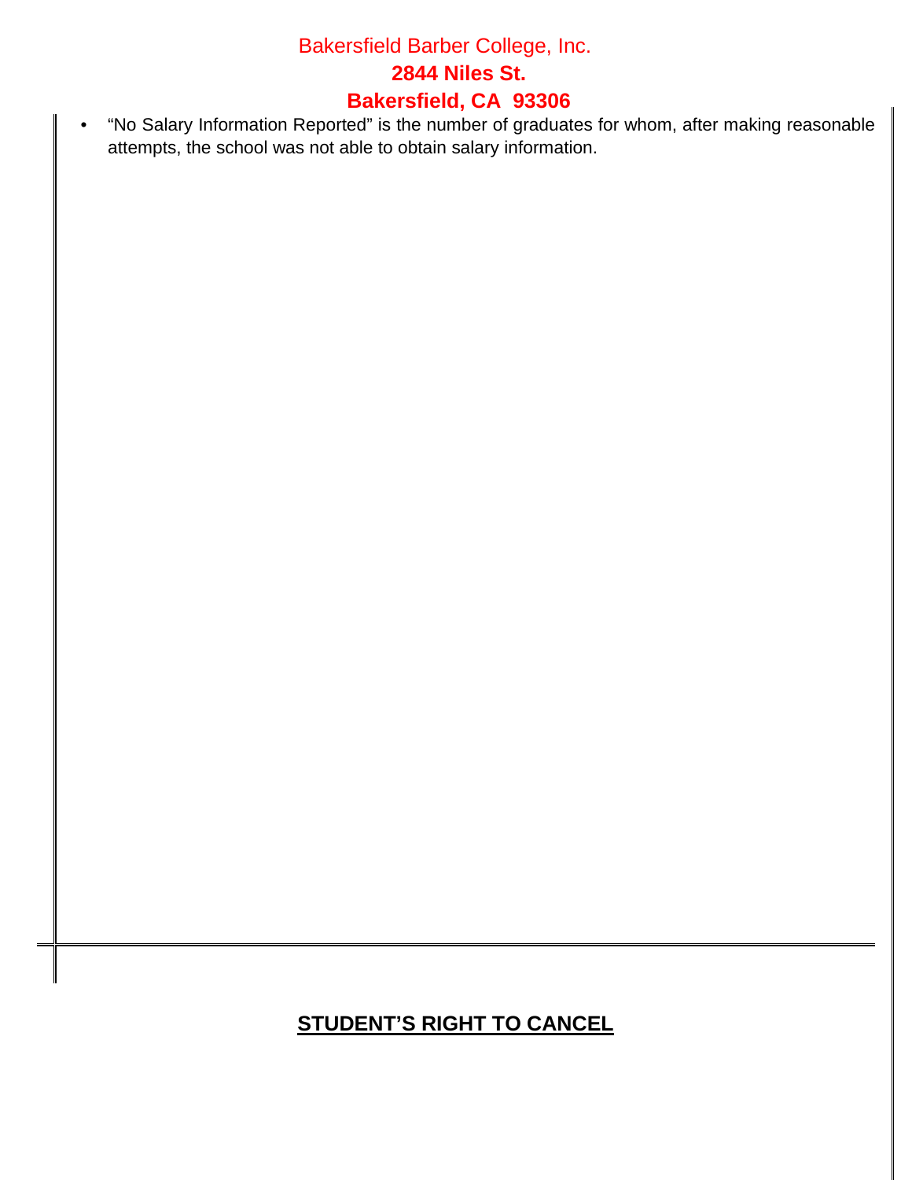- "No Salary Information Reported" is the number of graduates for whom, after making reasonable attempts, the school was not able to obtain salary information.

## STUDENT'S RIGHT TO CANCEL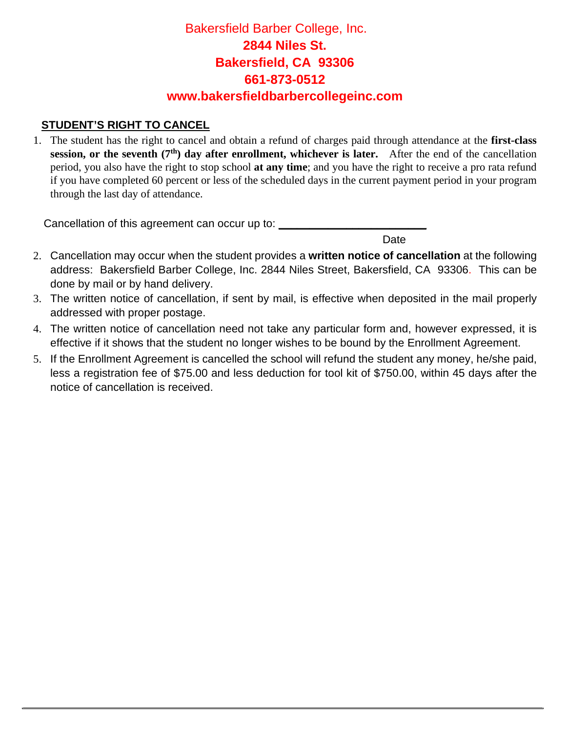Bakersfield Barber College, Inc.

**2844 Niles St.**

**Bakersfield, CA 93306**

**661-873-0512**

**www.bakersfieldbarbercollegeinc.com**

## STUDENT'S RIGHT TO CANCEL

1. The student has the right to cancel and obtain a refund of charges paid through attendance at the **first-class session, or the seventh (7th) day after enrollment, whichever is later.** After the end of the cancellation period, you also have the right to stop school **at any time**; and you have the right to receive a pro rata refund if you have completed 60 percent or less of the scheduled days in the current payment period in your program through the last day of attendance.

   Cancellation of this agreement can occur up to: ________________________
   Date

2. Cancellation may occur when the student provides a **written notice of cancellation** at the following address: Bakersfield Barber College, Inc. 2844 Niles Street, Bakersfield, CA 93306. This can be done by mail or by hand delivery.
3. The written notice of cancellation, if sent by mail, is effective when deposited in the mail properly addressed with proper postage.
4. The written notice of cancellation need not take any particular form and, however expressed, it is effective if it shows that the student no longer wishes to be bound by the Enrollment Agreement.
5. If the Enrollment Agreement is cancelled the school will refund the student any money, he/she paid, less a registration fee of $75.00 and less deduction for tool kit of $750.00, within 45 days after the notice of cancellation is received.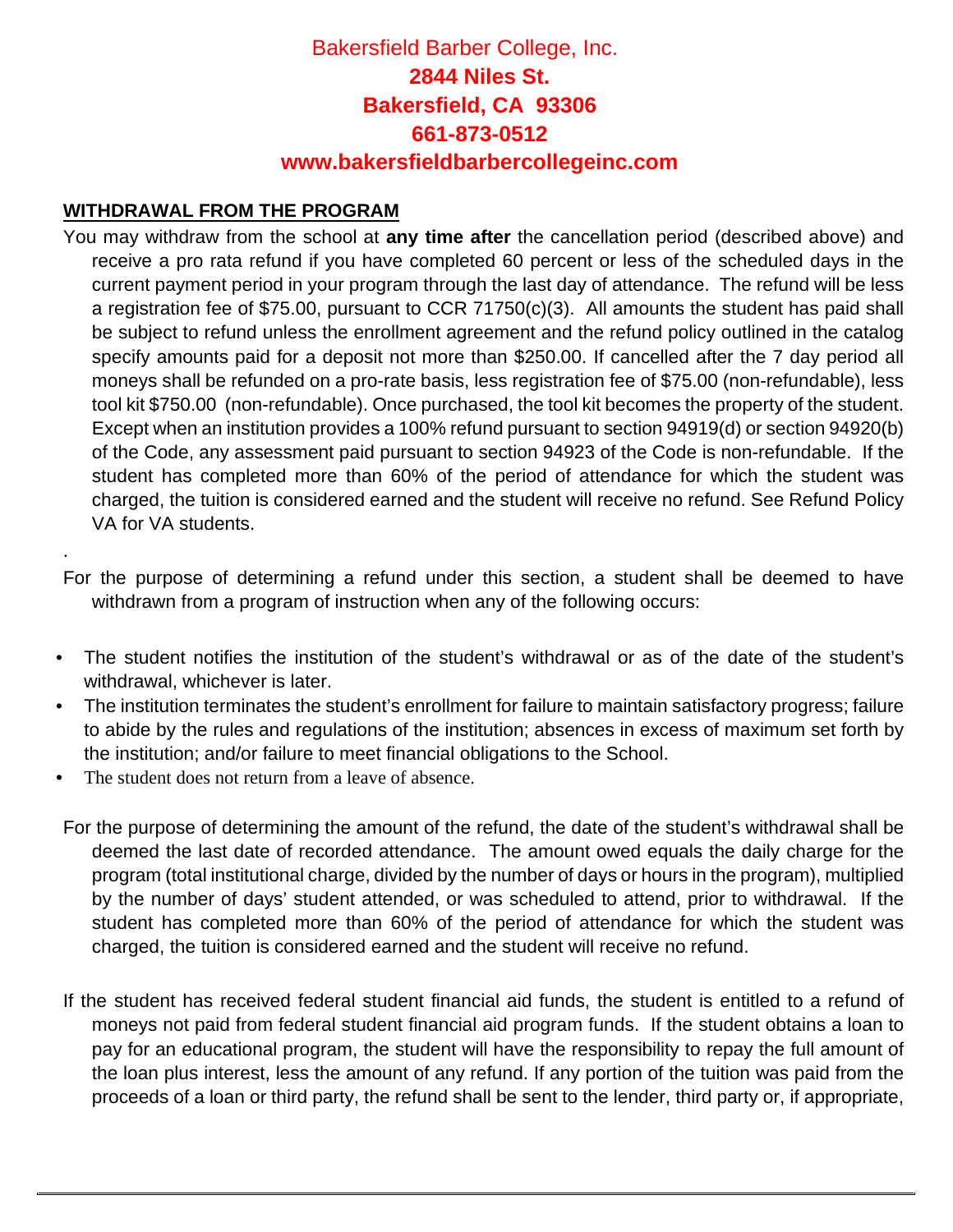Bakersfield Barber College, Inc.
**2844 Niles St.**
**Bakersfield, CA 93306**
**661-873-0512**
**www.bakersfieldbarbercollegeinc.com**

## WITHDRAWAL FROM THE PROGRAM

You may withdraw from the school at **any time after** the cancellation period (described above) and receive a pro rata refund if you have completed 60 percent or less of the scheduled days in the current payment period in your program through the last day of attendance. The refund will be less a registration fee of $75.00, pursuant to CCR 71750(c)(3). All amounts the student has paid shall be subject to refund unless the enrollment agreement and the refund policy outlined in the catalog specify amounts paid for a deposit not more than $250.00. If cancelled after the 7 day period all moneys shall be refunded on a pro-rate basis, less registration fee of $75.00 (non-refundable), less tool kit $750.00 (non-refundable). Once purchased, the tool kit becomes the property of the student. Except when an institution provides a 100% refund pursuant to section 94919(d) or section 94920(b) of the Code, any assessment paid pursuant to section 94923 of the Code is non-refundable. If the student has completed more than 60% of the period of attendance for which the student was charged, the tuition is considered earned and the student will receive no refund. See Refund Policy VA for VA students.

.

For the purpose of determining a refund under this section, a student shall be deemed to have withdrawn from a program of instruction when any of the following occurs:

- The student notifies the institution of the student's withdrawal or as of the date of the student's withdrawal, whichever is later.
- The institution terminates the student's enrollment for failure to maintain satisfactory progress; failure to abide by the rules and regulations of the institution; absences in excess of maximum set forth by the institution; and/or failure to meet financial obligations to the School.
- The student does not return from a leave of absence.

For the purpose of determining the amount of the refund, the date of the student's withdrawal shall be deemed the last date of recorded attendance. The amount owed equals the daily charge for the program (total institutional charge, divided by the number of days or hours in the program), multiplied by the number of days' student attended, or was scheduled to attend, prior to withdrawal. If the student has completed more than 60% of the period of attendance for which the student was charged, the tuition is considered earned and the student will receive no refund.

If the student has received federal student financial aid funds, the student is entitled to a refund of moneys not paid from federal student financial aid program funds. If the student obtains a loan to pay for an educational program, the student will have the responsibility to repay the full amount of the loan plus interest, less the amount of any refund. If any portion of the tuition was paid from the proceeds of a loan or third party, the refund shall be sent to the lender, third party or, if appropriate,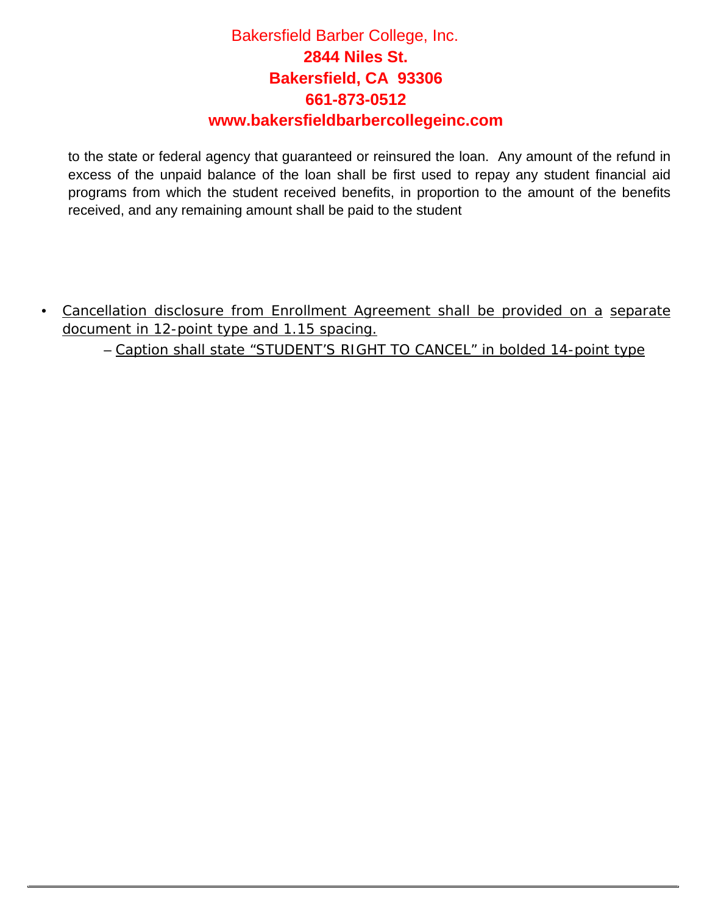Bakersfield Barber College, Inc.
**2844 Niles St.**
**Bakersfield, CA 93306**
**661-873-0512**
**www.bakersfieldbarbercollegeinc.com**

to the state or federal agency that guaranteed or reinsured the loan. Any amount of the refund in excess of the unpaid balance of the loan shall be first used to repay any student financial aid programs from which the student received benefits, in proportion to the amount of the benefits received, and any remaining amount shall be paid to the student

- Cancellation disclosure from Enrollment Agreement shall be provided on a separate document in 12-point type and 1.15 spacing.
  - Caption shall state “STUDENT’S RIGHT TO CANCEL” in bolded 14-point type